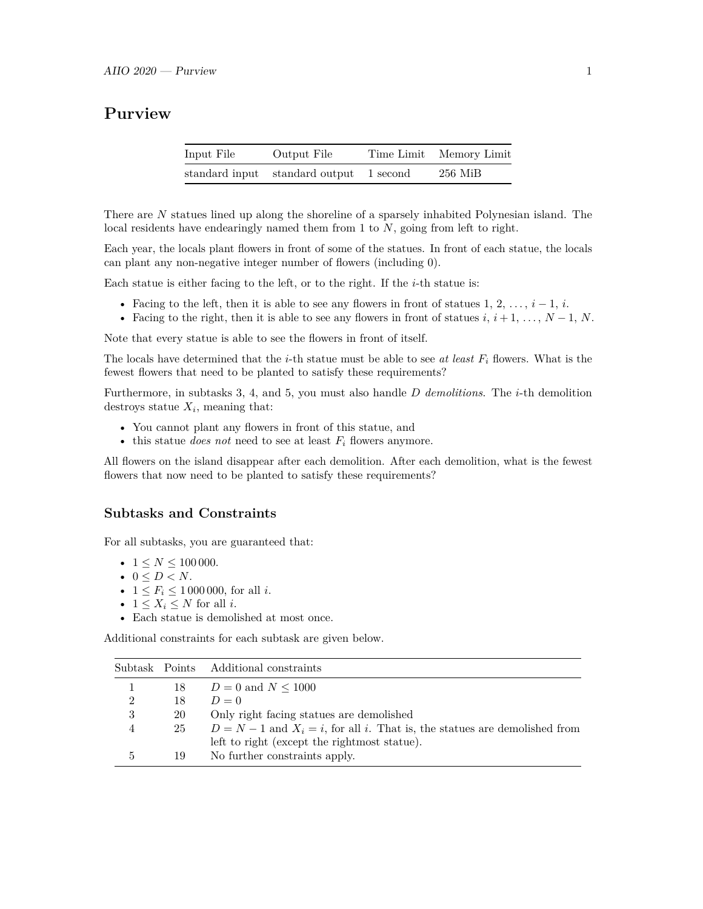# Purview

| Input File | Output File | Time Limit | Memory Limit |
|---|---|---|---|
| standard input | standard output | 1 second | 256 MiB |

There are $N$ statues lined up along the shoreline of a sparsely inhabited Polynesian island. The local residents have endearingly named them from 1 to $N$, going from left to right.

Each year, the locals plant flowers in front of some of the statues. In front of each statue, the locals can plant any non-negative integer number of flowers (including 0).

Each statue is either facing to the left, or to the right. If the $i$-th statue is:

- Facing to the left, then it is able to see any flowers in front of statues $1, 2, \ldots, i-1, i$.
- Facing to the right, then it is able to see any flowers in front of statues $i, i+1, \ldots, N-1, N$.

Note that every statue is able to see the flowers in front of itself.

The locals have determined that the $i$-th statue must be able to see *at least* $F_i$ flowers. What is the fewest flowers that need to be planted to satisfy these requirements?

Furthermore, in subtasks 3, 4, and 5, you must also handle $D$ *demolitions*. The $i$-th demolition destroys statue $X_i$, meaning that:

- You cannot plant any flowers in front of this statue, and
- this statue *does not* need to see at least $F_i$ flowers anymore.

All flowers on the island disappear after each demolition. After each demolition, what is the fewest flowers that now need to be planted to satisfy these requirements?

## Subtasks and Constraints

For all subtasks, you are guaranteed that:

- $1 \leq N \leq 100\,000$.
- $0 \leq D < N$.
- $1 \leq F_i \leq 1\,000\,000$, for all $i$.
- $1 \leq X_i \leq N$ for all $i$.
- Each statue is demolished at most once.

Additional constraints for each subtask are given below.

| Subtask | Points | Additional constraints |
|---|---|---|
| 1 | 18 | $D = 0$ and $N \leq 1000$ |
| 2 | 18 | $D = 0$ |
| 3 | 20 | Only right facing statues are demolished |
| 4 | 25 | $D = N - 1$ and $X_i = i$, for all $i$. That is, the statues are demolished from left to right (except the rightmost statue). |
| 5 | 19 | No further constraints apply. |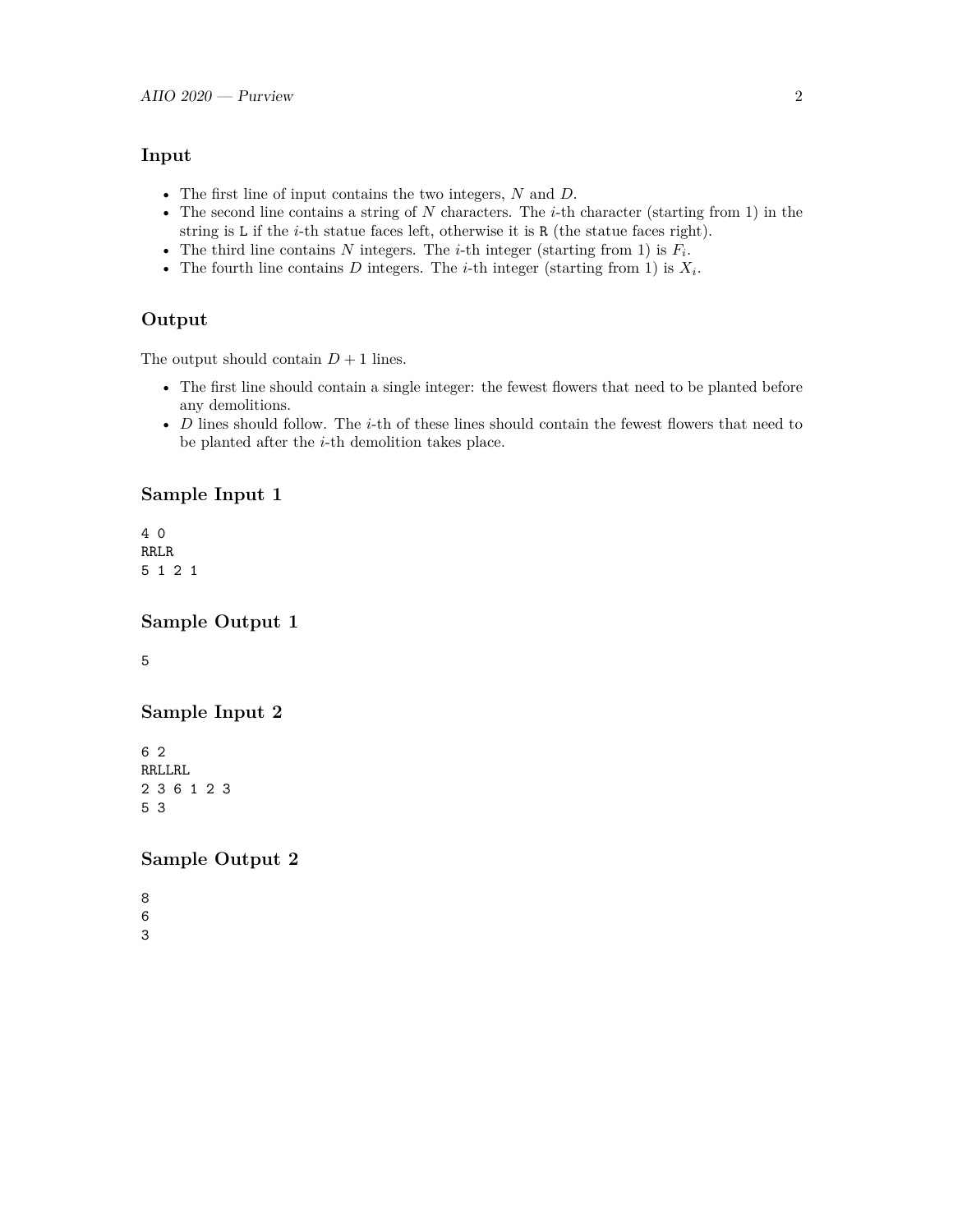## Input

- The first line of input contains the two integers, $N$ and $D$.
- The second line contains a string of $N$ characters. The $i$-th character (starting from 1) in the string is `L` if the $i$-th statue faces left, otherwise it is `R` (the statue faces right).
- The third line contains $N$ integers. The $i$-th integer (starting from 1) is $F_i$.
- The fourth line contains $D$ integers. The $i$-th integer (starting from 1) is $X_i$.

## Output

The output should contain $D + 1$ lines.

- The first line should contain a single integer: the fewest flowers that need to be planted before any demolitions.
- $D$ lines should follow. The $i$-th of these lines should contain the fewest flowers that need to be planted after the $i$-th demolition takes place.

## Sample Input 1

```
4 0
RRLR
5 1 2 1
```

## Sample Output 1

```
5
```

## Sample Input 2

```
6 2
RRLLRL
2 3 6 1 2 3
5 3
```

## Sample Output 2

```
8
6
3
```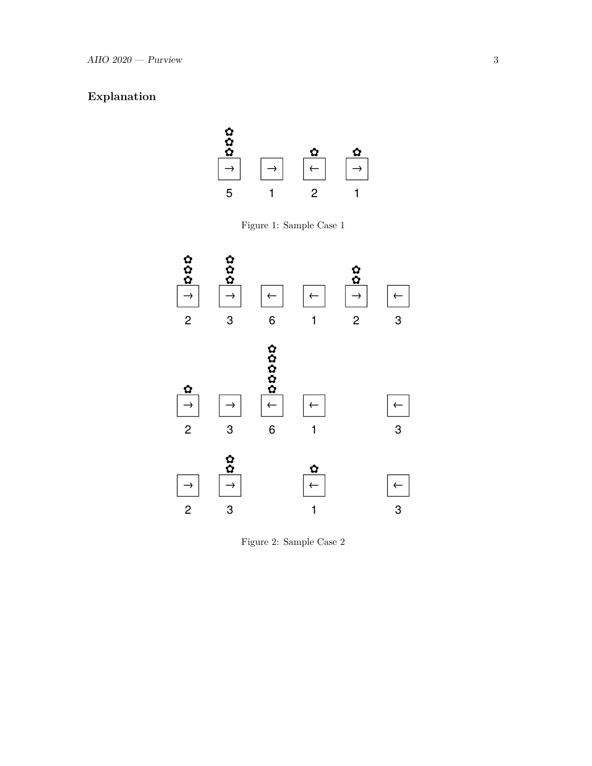## Explanation

5 1 2 1

Figure 1: Sample Case 1

2 3 6 1 2 3

2 3 6 1 3

2 3 1 3

Figure 2: Sample Case 2